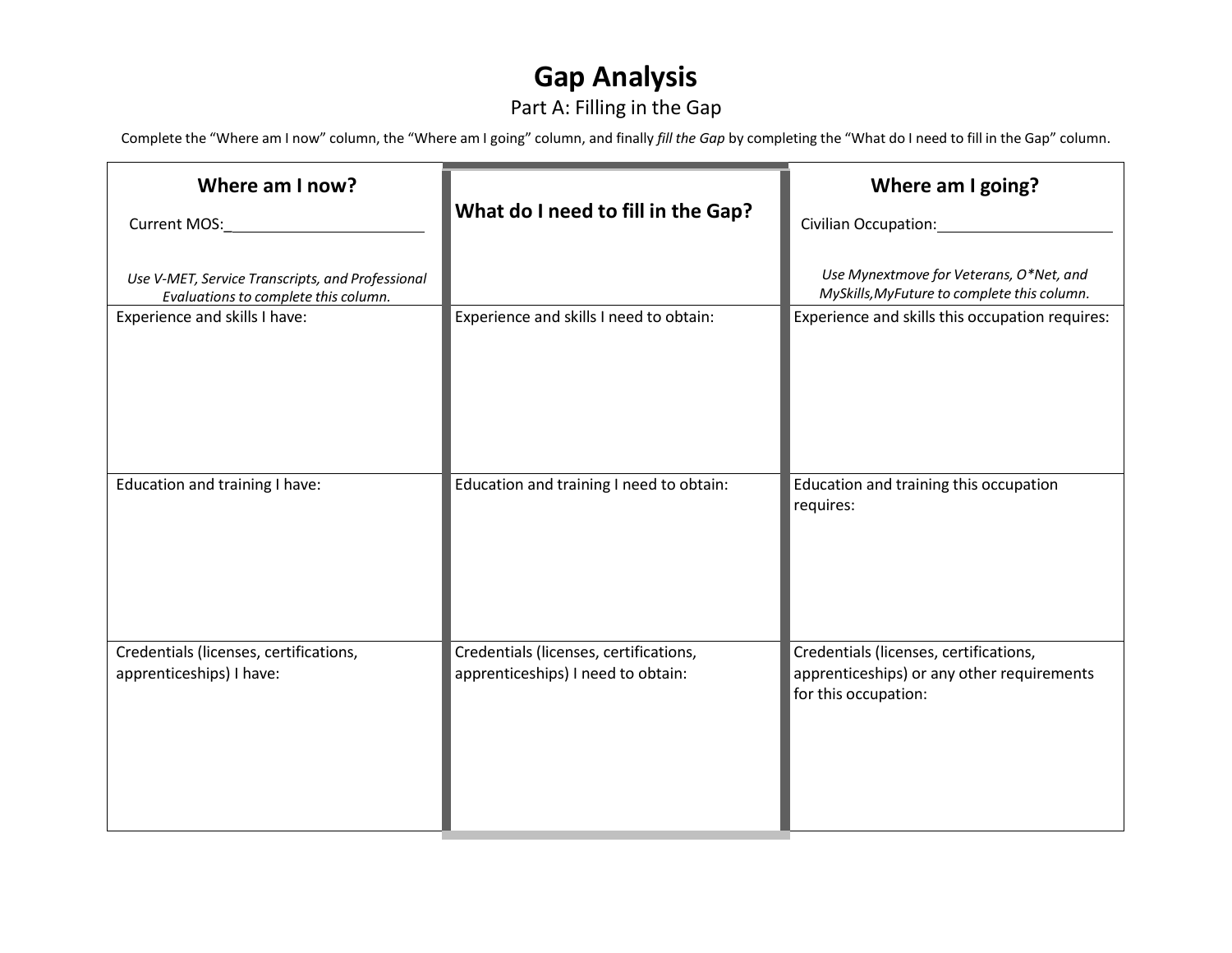# Gap Analysis

## Part A: Filling in the Gap

Complete the "Where am I now" column, the "Where am I going" column, and finally *fill the Gap* by completing the "What do I need to fill in the Gap" column.

| **Where am I now?**<br>Current MOS:_______________________<br>*Use V-MET, Service Transcripts, and Professional Evaluations to complete this column.* | **What do I need to fill in the Gap?** | **Where am I going?**<br>Civilian Occupation:____________________<br>*Use Mynextmove for Veterans, O*Net, and MySkills,MyFuture to complete this column.* |
|---|---|---|
| Experience and skills I have: | Experience and skills I need to obtain: | Experience and skills this occupation requires: |
| Education and training I have: | Education and training I need to obtain: | Education and training this occupation requires: |
| Credentials (licenses, certifications, apprenticeships) I have: | Credentials (licenses, certifications, apprenticeships) I need to obtain: | Credentials (licenses, certifications, apprenticeships) or any other requirements for this occupation: |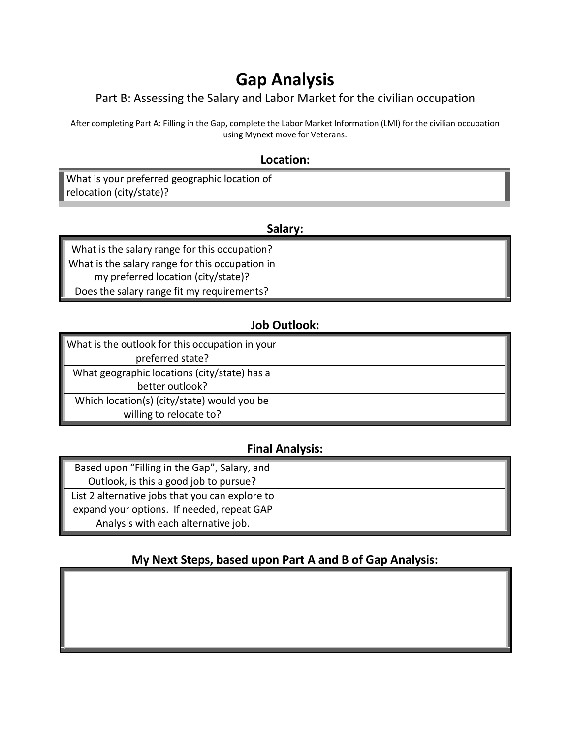# Gap Analysis

Part B: Assessing the Salary and Labor Market for the civilian occupation

After completing Part A: Filling in the Gap, complete the Labor Market Information (LMI) for the civilian occupation using Mynext move for Veterans.

### Location:

| | |
|---|---|
| What is your preferred geographic location of relocation (city/state)? | |

### Salary:

| | |
|---|---|
| What is the salary range for this occupation? | |
| What is the salary range for this occupation in my preferred location (city/state)? | |
| Does the salary range fit my requirements? | |

### Job Outlook:

| | |
|---|---|
| What is the outlook for this occupation in your preferred state? | |
| What geographic locations (city/state) has a better outlook? | |
| Which location(s) (city/state) would you be willing to relocate to? | |

### Final Analysis:

| | |
|---|---|
| Based upon "Filling in the Gap", Salary, and Outlook, is this a good job to pursue? | |
| List 2 alternative jobs that you can explore to expand your options. If needed, repeat GAP Analysis with each alternative job. | |

### My Next Steps, based upon Part A and B of Gap Analysis:

| |
|---|
| |